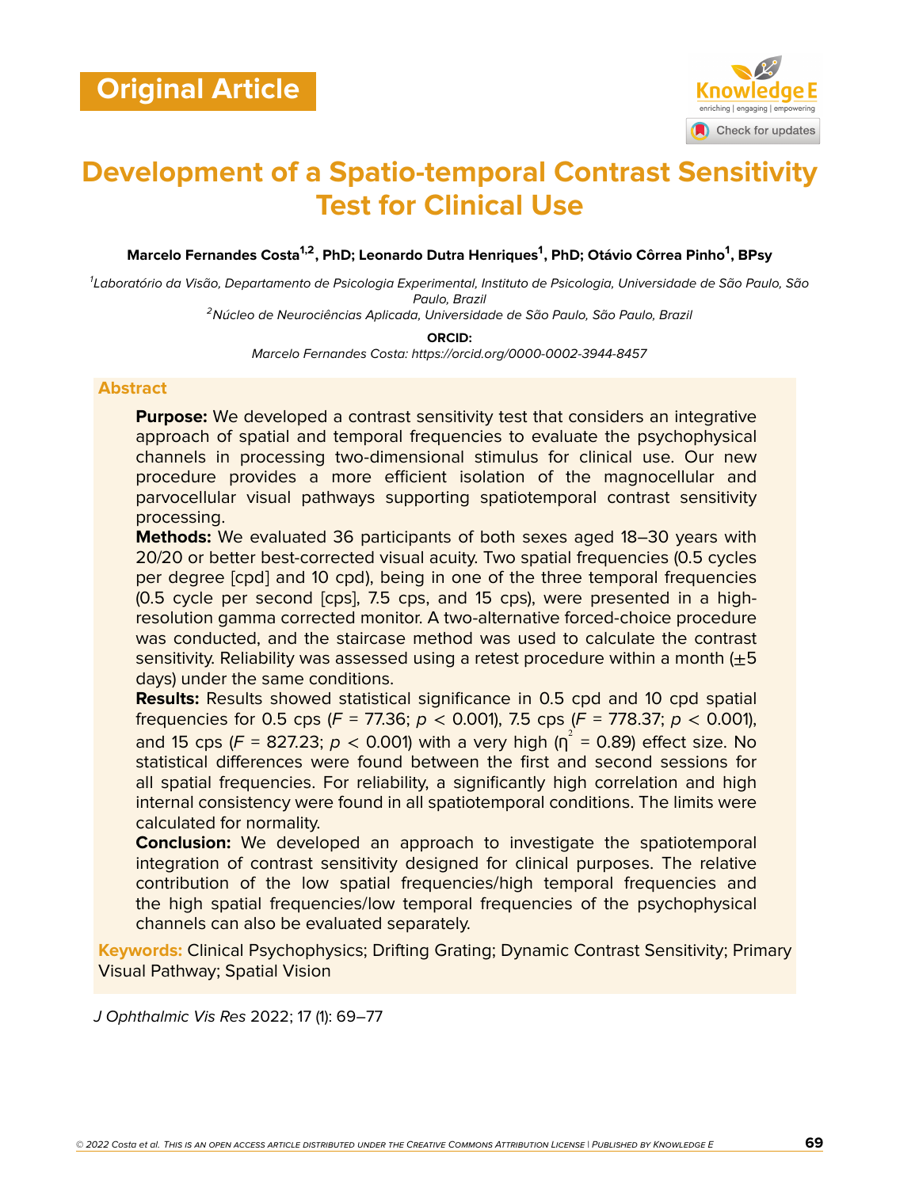Original Article

# Development of a Spatio-temporal Contrast Sensitivity Test for Clinical Use

**Marcelo Fernandes Costa[1,2], PhD; Leonardo Dutra Henriques[1], PhD; Otávio Côrrea Pinho[1], BPsy**

*[1]Laboratório da Visão, Departamento de Psicologia Experimental, Instituto de Psicologia, Universidade de São Paulo, São Paulo, Brazil*
*[2]Núcleo de Neurociências Aplicada, Universidade de São Paulo, São Paulo, Brazil*

**ORCID:**
*Marcelo Fernandes Costa: https://orcid.org/0000-0002-3944-8457*

## Abstract

**Purpose:** We developed a contrast sensitivity test that considers an integrative approach of spatial and temporal frequencies to evaluate the psychophysical channels in processing two-dimensional stimulus for clinical use. Our new procedure provides a more efficient isolation of the magnocellular and parvocellular visual pathways supporting spatiotemporal contrast sensitivity processing.

**Methods:** We evaluated 36 participants of both sexes aged 18–30 years with 20/20 or better best-corrected visual acuity. Two spatial frequencies (0.5 cycles per degree [cpd] and 10 cpd), being in one of the three temporal frequencies (0.5 cycle per second [cps], 7.5 cps, and 15 cps), were presented in a high-resolution gamma corrected monitor. A two-alternative forced-choice procedure was conducted, and the staircase method was used to calculate the contrast sensitivity. Reliability was assessed using a retest procedure within a month (±5 days) under the same conditions.

**Results:** Results showed statistical significance in 0.5 cpd and 10 cpd spatial frequencies for 0.5 cps ($F$ = 77.36; $p < 0.001$), 7.5 cps ($F$ = 778.37; $p < 0.001$), and 15 cps ($F$ = 827.23; $p < 0.001$) with a very high ($\eta^2 = 0.89$) effect size. No statistical differences were found between the first and second sessions for all spatial frequencies. For reliability, a significantly high correlation and high internal consistency were found in all spatiotemporal conditions. The limits were calculated for normality.

**Conclusion:** We developed an approach to investigate the spatiotemporal integration of contrast sensitivity designed for clinical purposes. The relative contribution of the low spatial frequencies/high temporal frequencies and the high spatial frequencies/low temporal frequencies of the psychophysical channels can also be evaluated separately.

**Keywords:** Clinical Psychophysics; Drifting Grating; Dynamic Contrast Sensitivity; Primary Visual Pathway; Spatial Vision

*J Ophthalmic Vis Res* 2022; 17 (1): 69–77

© 2022 Costa et al. This is an open access article distributed under the Creative Commons Attribution License | Published by Knowledge E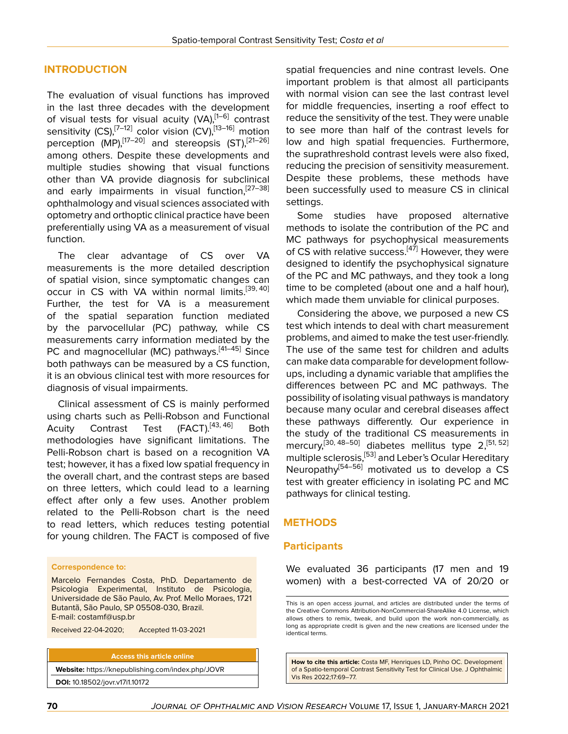## INTRODUCTION

The evaluation of visual functions has improved in the last three decades with the development of visual tests for visual acuity (VA),[1–6] contrast sensitivity (CS),[7–12] color vision (CV),[13–16] motion perception (MP),[17–20] and stereopsis (ST),[21–26] among others. Despite these developments and multiple studies showing that visual functions other than VA provide diagnosis for subclinical and early impairments in visual function,[27–38] ophthalmology and visual sciences associated with optometry and orthoptic clinical practice have been preferentially using VA as a measurement of visual function.

The clear advantage of CS over VA measurements is the more detailed description of spatial vision, since symptomatic changes can occur in CS with VA within normal limits.[39, 40] Further, the test for VA is a measurement of the spatial separation function mediated by the parvocellular (PC) pathway, while CS measurements carry information mediated by the PC and magnocellular (MC) pathways.[41–45] Since both pathways can be measured by a CS function, it is an obvious clinical test with more resources for diagnosis of visual impairments.

Clinical assessment of CS is mainly performed using charts such as Pelli-Robson and Functional Acuity Contrast Test (FACT).[43, 46] Both methodologies have significant limitations. The Pelli-Robson chart is based on a recognition VA test; however, it has a fixed low spatial frequency in the overall chart, and the contrast steps are based on three letters, which could lead to a learning effect after only a few uses. Another problem related to the Pelli-Robson chart is the need to read letters, which reduces testing potential for young children. The FACT is composed of five spatial frequencies and nine contrast levels. One important problem is that almost all participants with normal vision can see the last contrast level for middle frequencies, inserting a roof effect to reduce the sensitivity of the test. They were unable to see more than half of the contrast levels for low and high spatial frequencies. Furthermore, the suprathreshold contrast levels were also fixed, reducing the precision of sensitivity measurement. Despite these problems, these methods have been successfully used to measure CS in clinical settings.

Some studies have proposed alternative methods to isolate the contribution of the PC and MC pathways for psychophysical measurements of CS with relative success.[47] However, they were designed to identify the psychophysical signature of the PC and MC pathways, and they took a long time to be completed (about one and a half hour), which made them unviable for clinical purposes.

Considering the above, we purposed a new CS test which intends to deal with chart measurement problems, and aimed to make the test user-friendly. The use of the same test for children and adults can make data comparable for development follow-ups, including a dynamic variable that amplifies the differences between PC and MC pathways. The possibility of isolating visual pathways is mandatory because many ocular and cerebral diseases affect these pathways differently. Our experience in the study of the traditional CS measurements in mercury,[30, 48–50] diabetes mellitus type 2,[51, 52] multiple sclerosis,[53] and Leber's Ocular Hereditary Neuropathy[54–56] motivated us to develop a CS test with greater efficiency in isolating PC and MC pathways for clinical testing.

## METHODS

### Participants

We evaluated 36 participants (17 men and 19 women) with a best-corrected VA of 20/20 or

**Correspondence to:**

Marcelo Fernandes Costa, PhD. Departamento de Psicologia Experimental, Instituto de Psicologia, Universidade de São Paulo, Av. Prof. Mello Moraes, 1721 Butantã, São Paulo, SP 05508-030, Brazil.
E-mail: costamf@usp.br

Received 22-04-2020; Accepted 11-03-2021

**Access this article online**

**Website:** https://knepublishing.com/index.php/JOVR

**DOI:** 10.18502/jovr.v17i1.10172

This is an open access journal, and articles are distributed under the terms of the Creative Commons Attribution-NonCommercial-ShareAlike 4.0 License, which allows others to remix, tweak, and build upon the work non-commercially, as long as appropriate credit is given and the new creations are licensed under the identical terms.

**How to cite this article:** Costa MF, Henriques LD, Pinho OC. Development of a Spatio-temporal Contrast Sensitivity Test for Clinical Use. J Ophthalmic Vis Res 2022;17:69–77.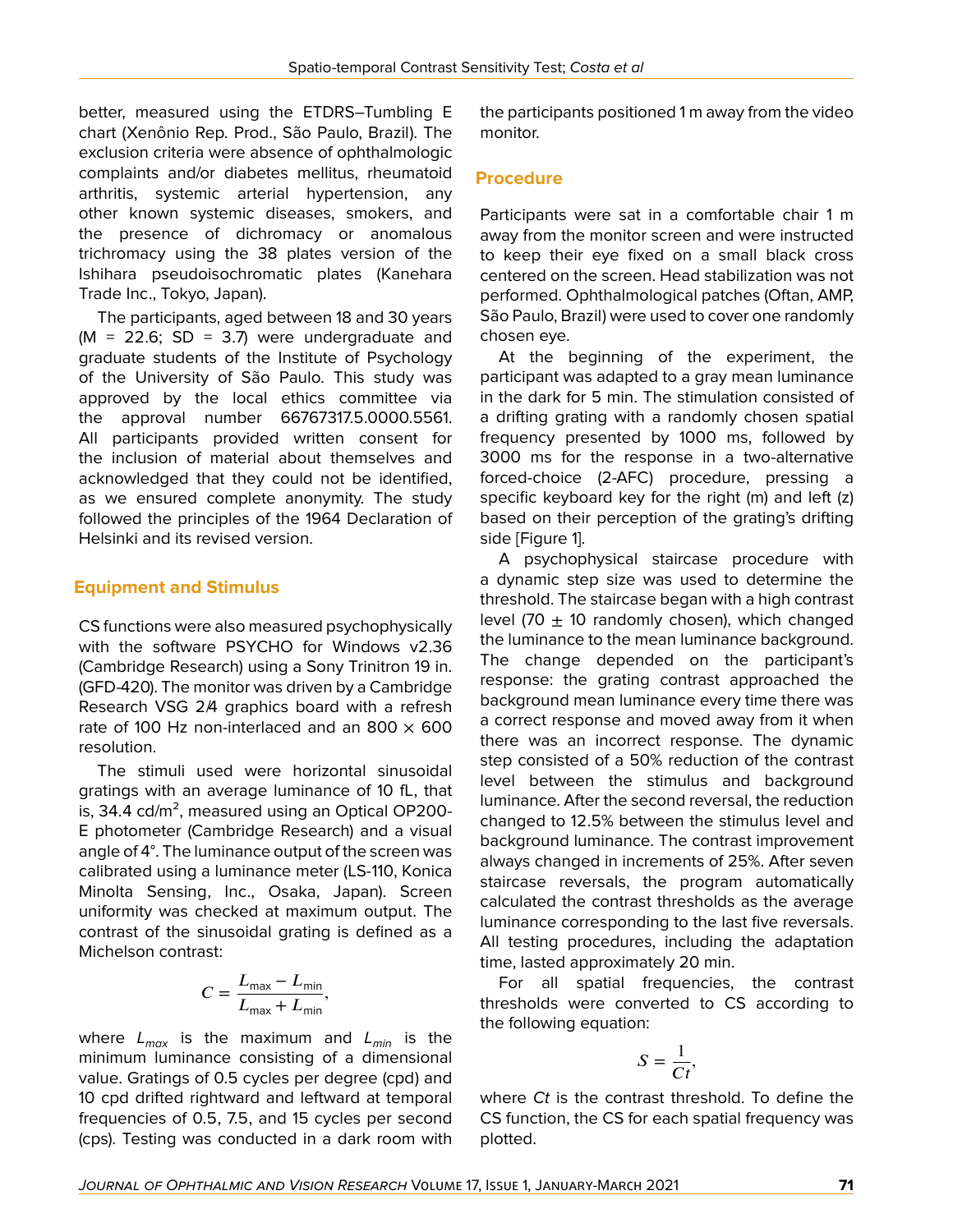better, measured using the ETDRS–Tumbling E chart (Xenônio Rep. Prod., São Paulo, Brazil). The exclusion criteria were absence of ophthalmologic complaints and/or diabetes mellitus, rheumatoid arthritis, systemic arterial hypertension, any other known systemic diseases, smokers, and the presence of dichromacy or anomalous trichromacy using the 38 plates version of the Ishihara pseudoisochromatic plates (Kanehara Trade Inc., Tokyo, Japan).

The participants, aged between 18 and 30 years (M = 22.6; SD = 3.7) were undergraduate and graduate students of the Institute of Psychology of the University of São Paulo. This study was approved by the local ethics committee via the approval number 66767317.5.0000.5561. All participants provided written consent for the inclusion of material about themselves and acknowledged that they could not be identified, as we ensured complete anonymity. The study followed the principles of the 1964 Declaration of Helsinki and its revised version.

## Equipment and Stimulus

CS functions were also measured psychophysically with the software PSYCHO for Windows v2.36 (Cambridge Research) using a Sony Trinitron 19 in. (GFD-420). The monitor was driven by a Cambridge Research VSG 2/4 graphics board with a refresh rate of 100 Hz non-interlaced and an 800 × 600 resolution.

The stimuli used were horizontal sinusoidal gratings with an average luminance of 10 fL, that is, 34.4 cd/m$^2$, measured using an Optical OP200-E photometer (Cambridge Research) and a visual angle of 4°. The luminance output of the screen was calibrated using a luminance meter (LS-110, Konica Minolta Sensing, Inc., Osaka, Japan). Screen uniformity was checked at maximum output. The contrast of the sinusoidal grating is defined as a Michelson contrast:

$$C = \frac{L_{\max} - L_{\min}}{L_{\max} + L_{\min}},$$

where $L_{max}$ is the maximum and $L_{min}$ is the minimum luminance consisting of a dimensional value. Gratings of 0.5 cycles per degree (cpd) and 10 cpd drifted rightward and leftward at temporal frequencies of 0.5, 7.5, and 15 cycles per second (cps). Testing was conducted in a dark room with the participants positioned 1 m away from the video monitor.

## Procedure

Participants were sat in a comfortable chair 1 m away from the monitor screen and were instructed to keep their eye fixed on a small black cross centered on the screen. Head stabilization was not performed. Ophthalmological patches (Oftan, AMP, São Paulo, Brazil) were used to cover one randomly chosen eye.

At the beginning of the experiment, the participant was adapted to a gray mean luminance in the dark for 5 min. The stimulation consisted of a drifting grating with a randomly chosen spatial frequency presented by 1000 ms, followed by 3000 ms for the response in a two-alternative forced-choice (2-AFC) procedure, pressing a specific keyboard key for the right (m) and left (z) based on their perception of the grating's drifting side [Figure 1].

A psychophysical staircase procedure with a dynamic step size was used to determine the threshold. The staircase began with a high contrast level (70 ± 10 randomly chosen), which changed the luminance to the mean luminance background. The change depended on the participant's response: the grating contrast approached the background mean luminance every time there was a correct response and moved away from it when there was an incorrect response. The dynamic step consisted of a 50% reduction of the contrast level between the stimulus and background luminance. After the second reversal, the reduction changed to 12.5% between the stimulus level and background luminance. The contrast improvement always changed in increments of 25%. After seven staircase reversals, the program automatically calculated the contrast thresholds as the average luminance corresponding to the last five reversals. All testing procedures, including the adaptation time, lasted approximately 20 min.

For all spatial frequencies, the contrast thresholds were converted to CS according to the following equation:

$$S = \frac{1}{Ct},$$

where $Ct$ is the contrast threshold. To define the CS function, the CS for each spatial frequency was plotted.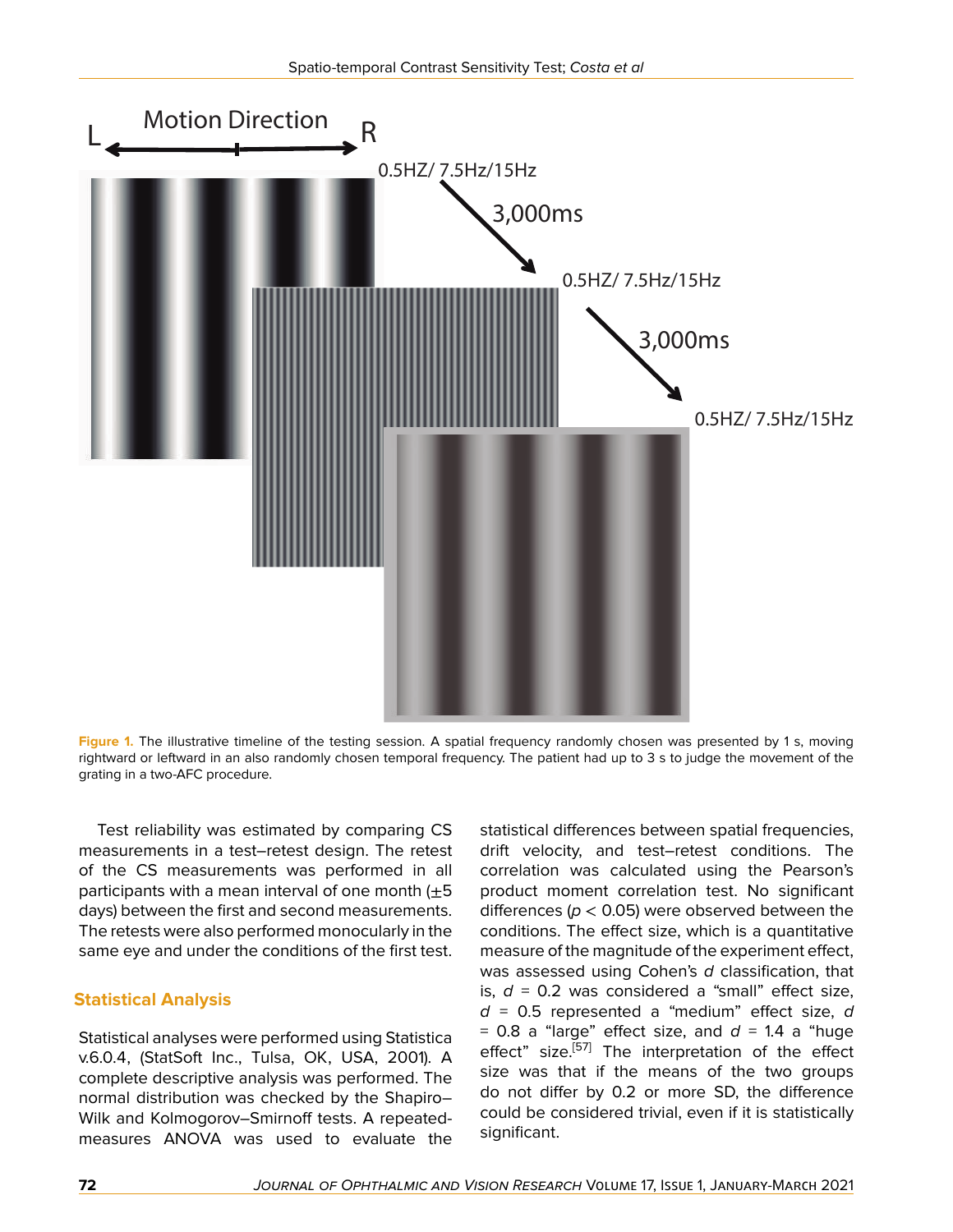**Figure 1.** The illustrative timeline of the testing session. A spatial frequency randomly chosen was presented by 1 s, moving rightward or leftward in an also randomly chosen temporal frequency. The patient had up to 3 s to judge the movement of the grating in a two-AFC procedure.

Test reliability was estimated by comparing CS measurements in a test–retest design. The retest of the CS measurements was performed in all participants with a mean interval of one month (±5 days) between the first and second measurements. The retests were also performed monocularly in the same eye and under the conditions of the first test.

## Statistical Analysis

Statistical analyses were performed using Statistica v.6.0.4, (StatSoft Inc., Tulsa, OK, USA, 2001). A complete descriptive analysis was performed. The normal distribution was checked by the Shapiro–Wilk and Kolmogorov–Smirnoff tests. A repeated-measures ANOVA was used to evaluate the statistical differences between spatial frequencies, drift velocity, and test–retest conditions. The correlation was calculated using the Pearson's product moment correlation test. No significant differences ($p < 0.05$) were observed between the conditions. The effect size, which is a quantitative measure of the magnitude of the experiment effect, was assessed using Cohen's *d* classification, that is, $d = 0.2$ was considered a "small" effect size, $d = 0.5$ represented a "medium" effect size, $d = 0.8$ a "large" effect size, and $d = 1.4$ a "huge effect" size.[57] The interpretation of the effect size was that if the means of the two groups do not differ by 0.2 or more SD, the difference could be considered trivial, even if it is statistically significant.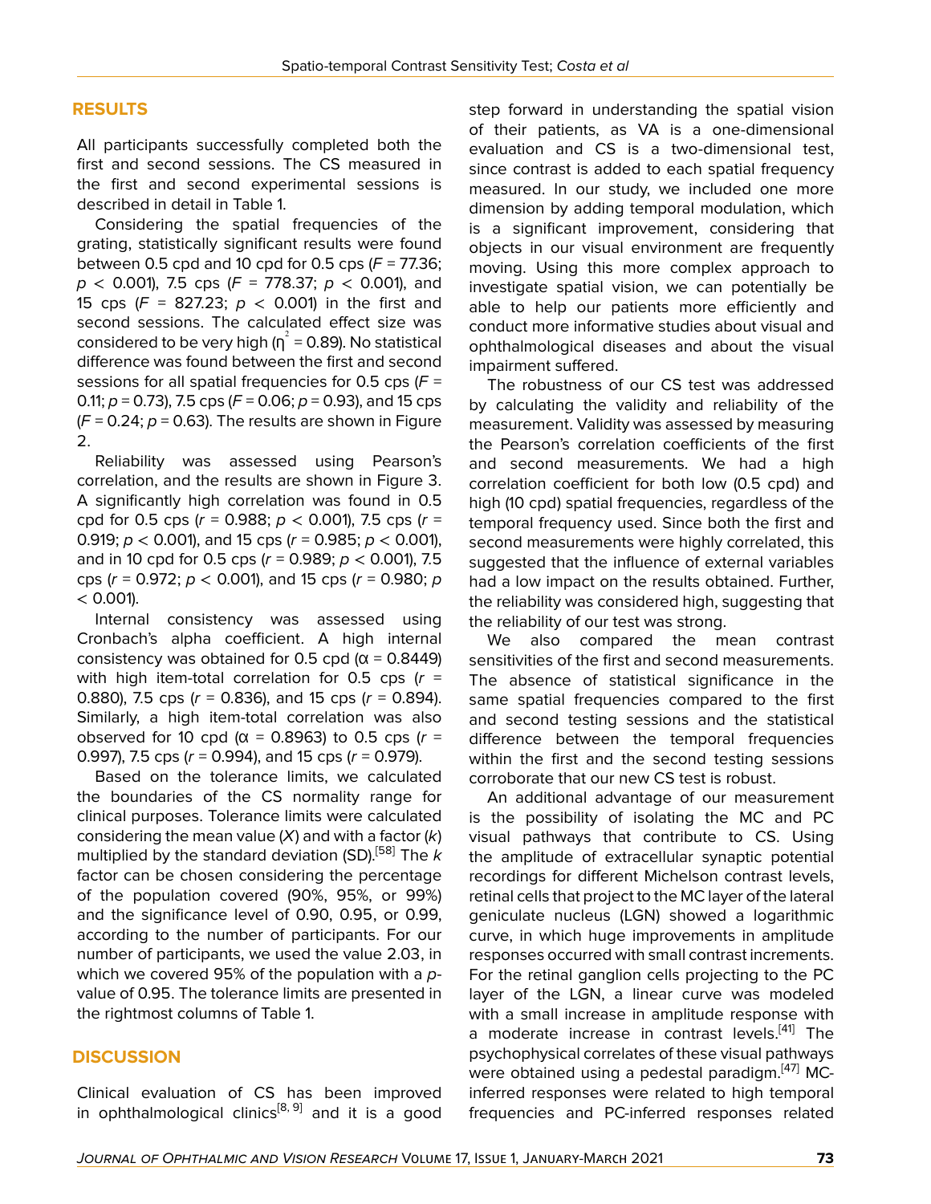## RESULTS

All participants successfully completed both the first and second sessions. The CS measured in the first and second experimental sessions is described in detail in Table 1.

Considering the spatial frequencies of the grating, statistically significant results were found between 0.5 cpd and 10 cpd for 0.5 cps ($F$ = 77.36; $p$ < 0.001), 7.5 cps ($F$ = 778.37; $p$ < 0.001), and 15 cps ($F$ = 827.23; $p$ < 0.001) in the first and second sessions. The calculated effect size was considered to be very high ($\eta^2$ = 0.89). No statistical difference was found between the first and second sessions for all spatial frequencies for 0.5 cps ($F$ = 0.11; $p$ = 0.73), 7.5 cps ($F$ = 0.06; $p$ = 0.93), and 15 cps ($F$ = 0.24; $p$ = 0.63). The results are shown in Figure 2.

Reliability was assessed using Pearson's correlation, and the results are shown in Figure 3. A significantly high correlation was found in 0.5 cpd for 0.5 cps ($r$ = 0.988; $p$ < 0.001), 7.5 cps ($r$ = 0.919; $p$ < 0.001), and 15 cps ($r$ = 0.985; $p$ < 0.001), and in 10 cpd for 0.5 cps ($r$ = 0.989; $p$ < 0.001), 7.5 cps ($r$ = 0.972; $p$ < 0.001), and 15 cps ($r$ = 0.980; $p$ < 0.001).

Internal consistency was assessed using Cronbach's alpha coefficient. A high internal consistency was obtained for 0.5 cpd ($\alpha$ = 0.8449) with high item-total correlation for 0.5 cps ($r$ = 0.880), 7.5 cps ($r$ = 0.836), and 15 cps ($r$ = 0.894). Similarly, a high item-total correlation was also observed for 10 cpd ($\alpha$ = 0.8963) to 0.5 cps ($r$ = 0.997), 7.5 cps ($r$ = 0.994), and 15 cps ($r$ = 0.979).

Based on the tolerance limits, we calculated the boundaries of the CS normality range for clinical purposes. Tolerance limits were calculated considering the mean value ($X$) and with a factor ($k$) multiplied by the standard deviation (SD).[58] The $k$ factor can be chosen considering the percentage of the population covered (90%, 95%, or 99%) and the significance level of 0.90, 0.95, or 0.99, according to the number of participants. For our number of participants, we used the value 2.03, in which we covered 95% of the population with a $p$-value of 0.95. The tolerance limits are presented in the rightmost columns of Table 1.

## DISCUSSION

Clinical evaluation of CS has been improved in ophthalmological clinics[8, 9] and it is a good step forward in understanding the spatial vision of their patients, as VA is a one-dimensional evaluation and CS is a two-dimensional test, since contrast is added to each spatial frequency measured. In our study, we included one more dimension by adding temporal modulation, which is a significant improvement, considering that objects in our visual environment are frequently moving. Using this more complex approach to investigate spatial vision, we can potentially be able to help our patients more efficiently and conduct more informative studies about visual and ophthalmological diseases and about the visual impairment suffered.

The robustness of our CS test was addressed by calculating the validity and reliability of the measurement. Validity was assessed by measuring the Pearson's correlation coefficients of the first and second measurements. We had a high correlation coefficient for both low (0.5 cpd) and high (10 cpd) spatial frequencies, regardless of the temporal frequency used. Since both the first and second measurements were highly correlated, this suggested that the influence of external variables had a low impact on the results obtained. Further, the reliability was considered high, suggesting that the reliability of our test was strong.

We also compared the mean contrast sensitivities of the first and second measurements. The absence of statistical significance in the same spatial frequencies compared to the first and second testing sessions and the statistical difference between the temporal frequencies within the first and the second testing sessions corroborate that our new CS test is robust.

An additional advantage of our measurement is the possibility of isolating the MC and PC visual pathways that contribute to CS. Using the amplitude of extracellular synaptic potential recordings for different Michelson contrast levels, retinal cells that project to the MC layer of the lateral geniculate nucleus (LGN) showed a logarithmic curve, in which huge improvements in amplitude responses occurred with small contrast increments. For the retinal ganglion cells projecting to the PC layer of the LGN, a linear curve was modeled with a small increase in amplitude response with a moderate increase in contrast levels.[41] The psychophysical correlates of these visual pathways were obtained using a pedestal paradigm.[47] MC-inferred responses were related to high temporal frequencies and PC-inferred responses related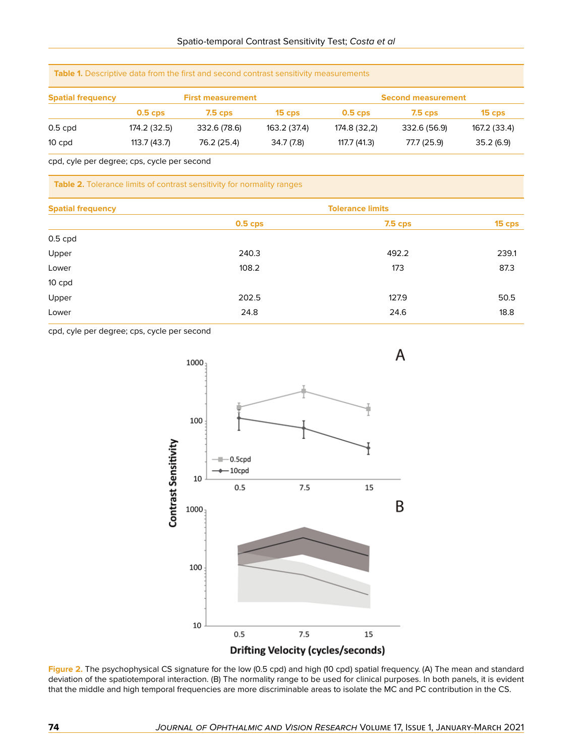**Table 1.** Descriptive data from the first and second contrast sensitivity measurements

| Spatial frequency | First measurement | | | Second measurement | | |
|---|---|---|---|---|---|---|
| | 0.5 cps | 7.5 cps | 15 cps | 0.5 cps | 7.5 cps | 15 cps |
| 0.5 cpd | 174.2 (32.5) | 332.6 (78.6) | 163.2 (37.4) | 174.8 (32,2) | 332.6 (56.9) | 167.2 (33.4) |
| 10 cpd | 113.7 (43.7) | 76.2 (25.4) | 34.7 (7.8) | 117.7 (41.3) | 77.7 (25.9) | 35.2 (6.9) |

cpd, cyle per degree; cps, cycle per second

**Table 2.** Tolerance limits of contrast sensitivity for normality ranges

| Spatial frequency | Tolerance limits | | |
|---|---|---|---|
| | 0.5 cps | 7.5 cps | 15 cps |
| 0.5 cpd | | | |
| Upper | 240.3 | 492.2 | 239.1 |
| Lower | 108.2 | 173 | 87.3 |
| 10 cpd | | | |
| Upper | 202.5 | 127.9 | 50.5 |
| Lower | 24.8 | 24.6 | 18.8 |

cpd, cyle per degree; cps, cycle per second

**Figure 2.** The psychophysical CS signature for the low (0.5 cpd) and high (10 cpd) spatial frequency. (A) The mean and standard deviation of the spatiotemporal interaction. (B) The normality range to be used for clinical purposes. In both panels, it is evident that the middle and high temporal frequencies are more discriminable areas to isolate the MC and PC contribution in the CS.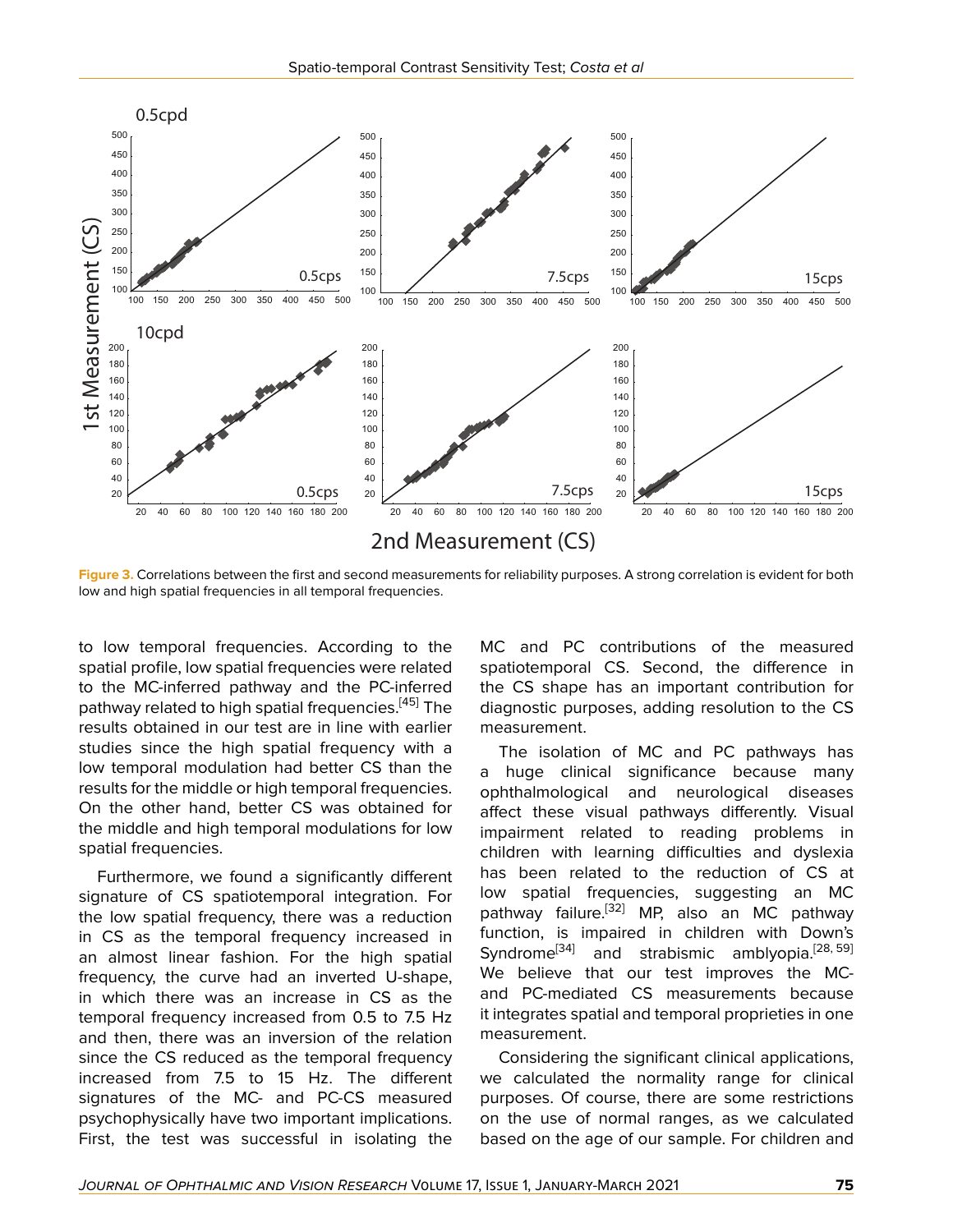Figure 3. Correlations between the first and second measurements for reliability purposes. A strong correlation is evident for both low and high spatial frequencies in all temporal frequencies.

to low temporal frequencies. According to the spatial profile, low spatial frequencies were related to the MC-inferred pathway and the PC-inferred pathway related to high spatial frequencies.[45] The results obtained in our test are in line with earlier studies since the high spatial frequency with a low temporal modulation had better CS than the results for the middle or high temporal frequencies. On the other hand, better CS was obtained for the middle and high temporal modulations for low spatial frequencies.

Furthermore, we found a significantly different signature of CS spatiotemporal integration. For the low spatial frequency, there was a reduction in CS as the temporal frequency increased in an almost linear fashion. For the high spatial frequency, the curve had an inverted U-shape, in which there was an increase in CS as the temporal frequency increased from 0.5 to 7.5 Hz and then, there was an inversion of the relation since the CS reduced as the temporal frequency increased from 7.5 to 15 Hz. The different signatures of the MC- and PC-CS measured psychophysically have two important implications. First, the test was successful in isolating the MC and PC contributions of the measured spatiotemporal CS. Second, the difference in the CS shape has an important contribution for diagnostic purposes, adding resolution to the CS measurement.

The isolation of MC and PC pathways has a huge clinical significance because many ophthalmological and neurological diseases affect these visual pathways differently. Visual impairment related to reading problems in children with learning difficulties and dyslexia has been related to the reduction of CS at low spatial frequencies, suggesting an MC pathway failure.[32] MP, also an MC pathway function, is impaired in children with Down's Syndrome[34] and strabismic amblyopia.[28, 59] We believe that our test improves the MC- and PC-mediated CS measurements because it integrates spatial and temporal proprieties in one measurement.

Considering the significant clinical applications, we calculated the normality range for clinical purposes. Of course, there are some restrictions on the use of normal ranges, as we calculated based on the age of our sample. For children and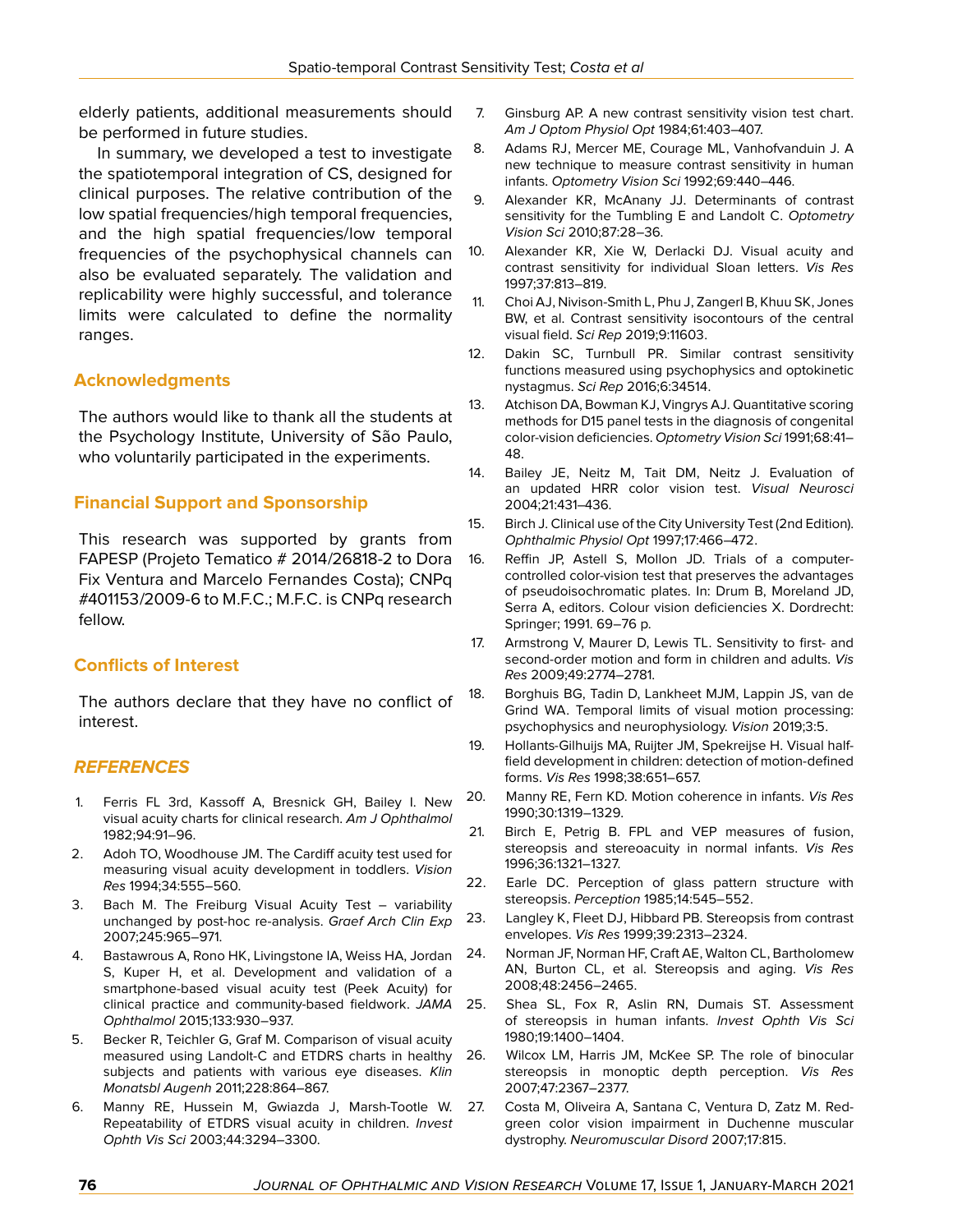elderly patients, additional measurements should be performed in future studies.

In summary, we developed a test to investigate the spatiotemporal integration of CS, designed for clinical purposes. The relative contribution of the low spatial frequencies/high temporal frequencies, and the high spatial frequencies/low temporal frequencies of the psychophysical channels can also be evaluated separately. The validation and replicability were highly successful, and tolerance limits were calculated to define the normality ranges.

## Acknowledgments

The authors would like to thank all the students at the Psychology Institute, University of São Paulo, who voluntarily participated in the experiments.

## Financial Support and Sponsorship

This research was supported by grants from FAPESP (Projeto Tematico # 2014/26818-2 to Dora Fix Ventura and Marcelo Fernandes Costa); CNPq #401153/2009-6 to M.F.C.; M.F.C. is CNPq research fellow.

## Conflicts of Interest

The authors declare that they have no conflict of interest.

## *REFERENCES*

1. Ferris FL 3rd, Kassoff A, Bresnick GH, Bailey I. New visual acuity charts for clinical research. *Am J Ophthalmol* 1982;94:91–96.
2. Adoh TO, Woodhouse JM. The Cardiff acuity test used for measuring visual acuity development in toddlers. *Vision Res* 1994;34:555–560.
3. Bach M. The Freiburg Visual Acuity Test – variability unchanged by post-hoc re-analysis. *Graef Arch Clin Exp* 2007;245:965–971.
4. Bastawrous A, Rono HK, Livingstone IA, Weiss HA, Jordan S, Kuper H, et al. Development and validation of a smartphone-based visual acuity test (Peek Acuity) for clinical practice and community-based fieldwork. *JAMA Ophthalmol* 2015;133:930–937.
5. Becker R, Teichler G, Graf M. Comparison of visual acuity measured using Landolt-C and ETDRS charts in healthy subjects and patients with various eye diseases. *Klin Monatsbl Augenh* 2011;228:864–867.
6. Manny RE, Hussein M, Gwiazda J, Marsh-Tootle W. Repeatability of ETDRS visual acuity in children. *Invest Ophth Vis Sci* 2003;44:3294–3300.
7. Ginsburg AP. A new contrast sensitivity vision test chart. *Am J Optom Physiol Opt* 1984;61:403–407.
8. Adams RJ, Mercer ME, Courage ML, Vanhofvanduin J. A new technique to measure contrast sensitivity in human infants. *Optometry Vision Sci* 1992;69:440–446.
9. Alexander KR, McAnany JJ. Determinants of contrast sensitivity for the Tumbling E and Landolt C. *Optometry Vision Sci* 2010;87:28–36.
10. Alexander KR, Xie W, Derlacki DJ. Visual acuity and contrast sensitivity for individual Sloan letters. *Vis Res* 1997;37:813–819.
11. Choi AJ, Nivison-Smith L, Phu J, Zangerl B, Khuu SK, Jones BW, et al. Contrast sensitivity isocontours of the central visual field. *Sci Rep* 2019;9:11603.
12. Dakin SC, Turnbull PR. Similar contrast sensitivity functions measured using psychophysics and optokinetic nystagmus. *Sci Rep* 2016;6:34514.
13. Atchison DA, Bowman KJ, Vingrys AJ. Quantitative scoring methods for D15 panel tests in the diagnosis of congenital color-vision deficiencies. *Optometry Vision Sci* 1991;68:41–48.
14. Bailey JE, Neitz M, Tait DM, Neitz J. Evaluation of an updated HRR color vision test. *Visual Neurosci* 2004;21:431–436.
15. Birch J. Clinical use of the City University Test (2nd Edition). *Ophthalmic Physiol Opt* 1997;17:466–472.
16. Reffin JP, Astell S, Mollon JD. Trials of a computer-controlled color-vision test that preserves the advantages of pseudoisochromatic plates. In: Drum B, Moreland JD, Serra A, editors. Colour vision deficiencies X. Dordrecht: Springer; 1991. 69–76 p.
17. Armstrong V, Maurer D, Lewis TL. Sensitivity to first- and second-order motion and form in children and adults. *Vis Res* 2009;49:2774–2781.
18. Borghuis BG, Tadin D, Lankheet MJM, Lappin JS, van de Grind WA. Temporal limits of visual motion processing: psychophysics and neurophysiology. *Vision* 2019;3:5.
19. Hollants-Gilhuijs MA, Ruijter JM, Spekreijse H. Visual half-field development in children: detection of motion-defined forms. *Vis Res* 1998;38:651–657.
20. Manny RE, Fern KD. Motion coherence in infants. *Vis Res* 1990;30:1319–1329.
21. Birch E, Petrig B. FPL and VEP measures of fusion, stereopsis and stereoacuity in normal infants. *Vis Res* 1996;36:1321–1327.
22. Earle DC. Perception of glass pattern structure with stereopsis. *Perception* 1985;14:545–552.
23. Langley K, Fleet DJ, Hibbard PB. Stereopsis from contrast envelopes. *Vis Res* 1999;39:2313–2324.
24. Norman JF, Norman HF, Craft AE, Walton CL, Bartholomew AN, Burton CL, et al. Stereopsis and aging. *Vis Res* 2008;48:2456–2465.
25. Shea SL, Fox R, Aslin RN, Dumais ST. Assessment of stereopsis in human infants. *Invest Ophth Vis Sci* 1980;19:1400–1404.
26. Wilcox LM, Harris JM, McKee SP. The role of binocular stereopsis in monoptic depth perception. *Vis Res* 2007;47:2367–2377.
27. Costa M, Oliveira A, Santana C, Ventura D, Zatz M. Red-green color vision impairment in Duchenne muscular dystrophy. *Neuromuscular Disord* 2007;17:815.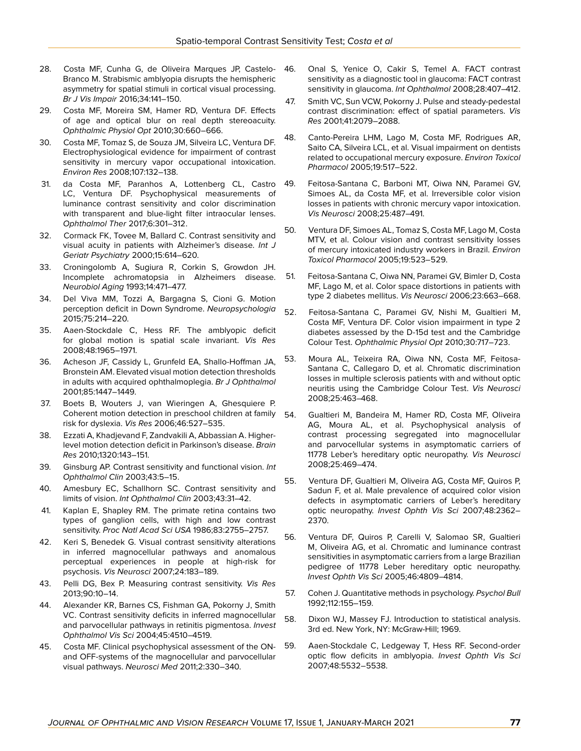28. Costa MF, Cunha G, de Oliveira Marques JP, Castelo-Branco M. Strabismic amblyopia disrupts the hemispheric asymmetry for spatial stimuli in cortical visual processing. *Br J Vis Impair* 2016;34:141–150.

29. Costa MF, Moreira SM, Hamer RD, Ventura DF. Effects of age and optical blur on real depth stereoacuity. *Ophthalmic Physiol Opt* 2010;30:660–666.

30. Costa MF, Tomaz S, de Souza JM, Silveira LC, Ventura DF. Electrophysiological evidence for impairment of contrast sensitivity in mercury vapor occupational intoxication. *Environ Res* 2008;107:132–138.

31. da Costa MF, Paranhos A, Lottenberg CL, Castro LC, Ventura DF. Psychophysical measurements of luminance contrast sensitivity and color discrimination with transparent and blue-light filter intraocular lenses. *Ophthalmol Ther* 2017;6:301–312.

32. Cormack FK, Tovee M, Ballard C. Contrast sensitivity and visual acuity in patients with Alzheimer's disease. *Int J Geriatr Psychiatry* 2000;15:614–620.

33. Croningolomb A, Sugiura R, Corkin S, Growdon JH. Incomplete achromatopsia in Alzheimers disease. *Neurobiol Aging* 1993;14:471–477.

34. Del Viva MM, Tozzi A, Bargagna S, Cioni G. Motion perception deficit in Down Syndrome. *Neuropsychologia* 2015;75:214–220.

35. Aaen-Stockdale C, Hess RF. The amblyopic deficit for global motion is spatial scale invariant. *Vis Res* 2008;48:1965–1971.

36. Acheson JF, Cassidy L, Grunfeld EA, Shallo-Hoffman JA, Bronstein AM. Elevated visual motion detection thresholds in adults with acquired ophthalmoplegia. *Br J Ophthalmol* 2001;85:1447–1449.

37. Boets B, Wouters J, van Wieringen A, Ghesquiere P. Coherent motion detection in preschool children at family risk for dyslexia. *Vis Res* 2006;46:527–535.

38. Ezzati A, Khadjevand F, Zandvakili A, Abbassian A. Higher-level motion detection deficit in Parkinson's disease. *Brain Res* 2010;1320:143–151.

39. Ginsburg AP. Contrast sensitivity and functional vision. *Int Ophthalmol Clin* 2003;43:5–15.

40. Amesbury EC, Schallhorn SC. Contrast sensitivity and limits of vision. *Int Ophthalmol Clin* 2003;43:31–42.

41. Kaplan E, Shapley RM. The primate retina contains two types of ganglion cells, with high and low contrast sensitivity. *Proc Natl Acad Sci USA* 1986;83:2755–2757.

42. Keri S, Benedek G. Visual contrast sensitivity alterations in inferred magnocellular pathways and anomalous perceptual experiences in people at high-risk for psychosis. *Vis Neurosci* 2007;24:183–189.

43. Pelli DG, Bex P. Measuring contrast sensitivity. *Vis Res* 2013;90:10–14.

44. Alexander KR, Barnes CS, Fishman GA, Pokorny J, Smith VC. Contrast sensitivity deficits in inferred magnocellular and parvocellular pathways in retinitis pigmentosa. *Invest Ophthalmol Vis Sci* 2004;45:4510–4519.

45. Costa MF. Clinical psychophysical assessment of the ON- and OFF-systems of the magnocellular and parvocellular visual pathways. *Neurosci Med* 2011;2:330–340.

46. Onal S, Yenice O, Cakir S, Temel A. FACT contrast sensitivity as a diagnostic tool in glaucoma: FACT contrast sensitivity in glaucoma. *Int Ophthalmol* 2008;28:407–412.

47. Smith VC, Sun VCW, Pokorny J. Pulse and steady-pedestal contrast discrimination: effect of spatial parameters. *Vis Res* 2001;41:2079–2088.

48. Canto-Pereira LHM, Lago M, Costa MF, Rodrigues AR, Saito CA, Silveira LCL, et al. Visual impairment on dentists related to occupational mercury exposure. *Environ Toxicol Pharmacol* 2005;19:517–522.

49. Feitosa-Santana C, Barboni MT, Oiwa NN, Paramei GV, Simoes AL, da Costa MF, et al. Irreversible color vision losses in patients with chronic mercury vapor intoxication. *Vis Neurosci* 2008;25:487–491.

50. Ventura DF, Simoes AL, Tomaz S, Costa MF, Lago M, Costa MTV, et al. Colour vision and contrast sensitivity losses of mercury intoxicated industry workers in Brazil. *Environ Toxicol Pharmacol* 2005;19:523–529.

51. Feitosa-Santana C, Oiwa NN, Paramei GV, Bimler D, Costa MF, Lago M, et al. Color space distortions in patients with type 2 diabetes mellitus. *Vis Neurosci* 2006;23:663–668.

52. Feitosa-Santana C, Paramei GV, Nishi M, Gualtieri M, Costa MF, Ventura DF. Color vision impairment in type 2 diabetes assessed by the D-15d test and the Cambridge Colour Test. *Ophthalmic Physiol Opt* 2010;30:717–723.

53. Moura AL, Teixeira RA, Oiwa NN, Costa MF, Feitosa-Santana C, Callegaro D, et al. Chromatic discrimination losses in multiple sclerosis patients with and without optic neuritis using the Cambridge Colour Test. *Vis Neurosci* 2008;25:463–468.

54. Gualtieri M, Bandeira M, Hamer RD, Costa MF, Oliveira AG, Moura AL, et al. Psychophysical analysis of contrast processing segregated into magnocellular and parvocellular systems in asymptomatic carriers of 11778 Leber's hereditary optic neuropathy. *Vis Neurosci* 2008;25:469–474.

55. Ventura DF, Gualtieri M, Oliveira AG, Costa MF, Quiros P, Sadun F, et al. Male prevalence of acquired color vision defects in asymptomatic carriers of Leber's hereditary optic neuropathy. *Invest Ophth Vis Sci* 2007;48:2362–2370.

56. Ventura DF, Quiros P, Carelli V, Salomao SR, Gualtieri M, Oliveira AG, et al. Chromatic and luminance contrast sensitivities in asymptomatic carriers from a large Brazilian pedigree of 11778 Leber hereditary optic neuropathy. *Invest Ophth Vis Sci* 2005;46:4809–4814.

57. Cohen J. Quantitative methods in psychology. *Psychol Bull* 1992;112:155–159.

58. Dixon WJ, Massey FJ. Introduction to statistical analysis. 3rd ed. New York, NY: McGraw-Hill; 1969.

59. Aaen-Stockdale C, Ledgeway T, Hess RF. Second-order optic flow deficits in amblyopia. *Invest Ophth Vis Sci* 2007;48:5532–5538.